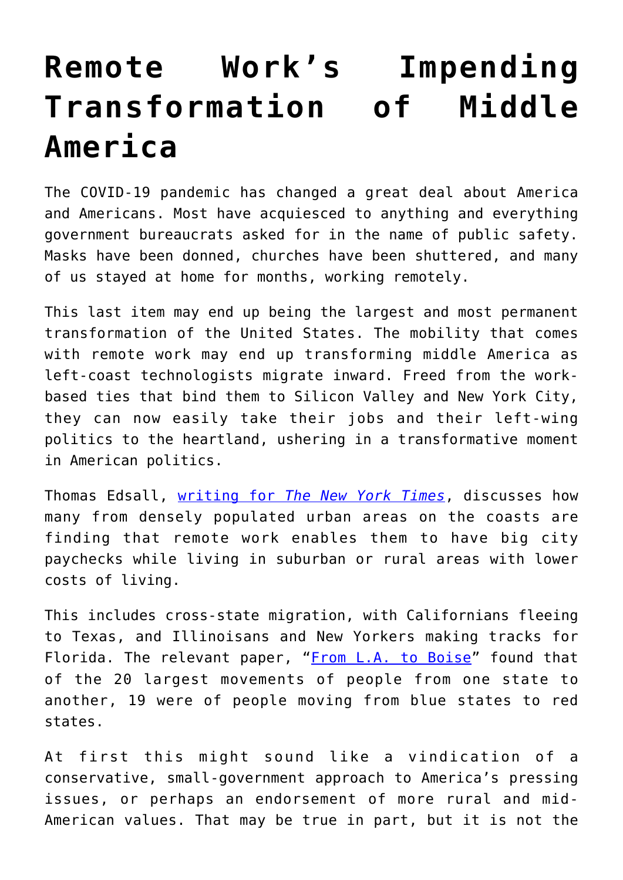# Remote Work's Impending Transformation of Middle America

The COVID-19 pandemic has changed a great deal about America and Americans. Most have acquiesced to anything and everything government bureaucrats asked for in the name of public safety. Masks have been donned, churches have been shuttered, and many of us stayed at home for months, working remotely.

This last item may end up being the largest and most permanent transformation of the United States. The mobility that comes with remote work may end up transforming middle America as left-coast technologists migrate inward. Freed from the work-based ties that bind them to Silicon Valley and New York City, they can now easily take their jobs and their left-wing politics to the heartland, ushering in a transformative moment in American politics.

Thomas Edsall, writing for *The New York Times*, discusses how many from densely populated urban areas on the coasts are finding that remote work enables them to have big city paychecks while living in suburban or rural areas with lower costs of living.

This includes cross-state migration, with Californians fleeing to Texas, and Illinoisans and New Yorkers making tracks for Florida. The relevant paper, "From L.A. to Boise" found that of the 20 largest movements of people from one state to another, 19 were of people moving from blue states to red states.

At first this might sound like a vindication of a conservative, small-government approach to America's pressing issues, or perhaps an endorsement of more rural and mid-American values. That may be true in part, but it is not the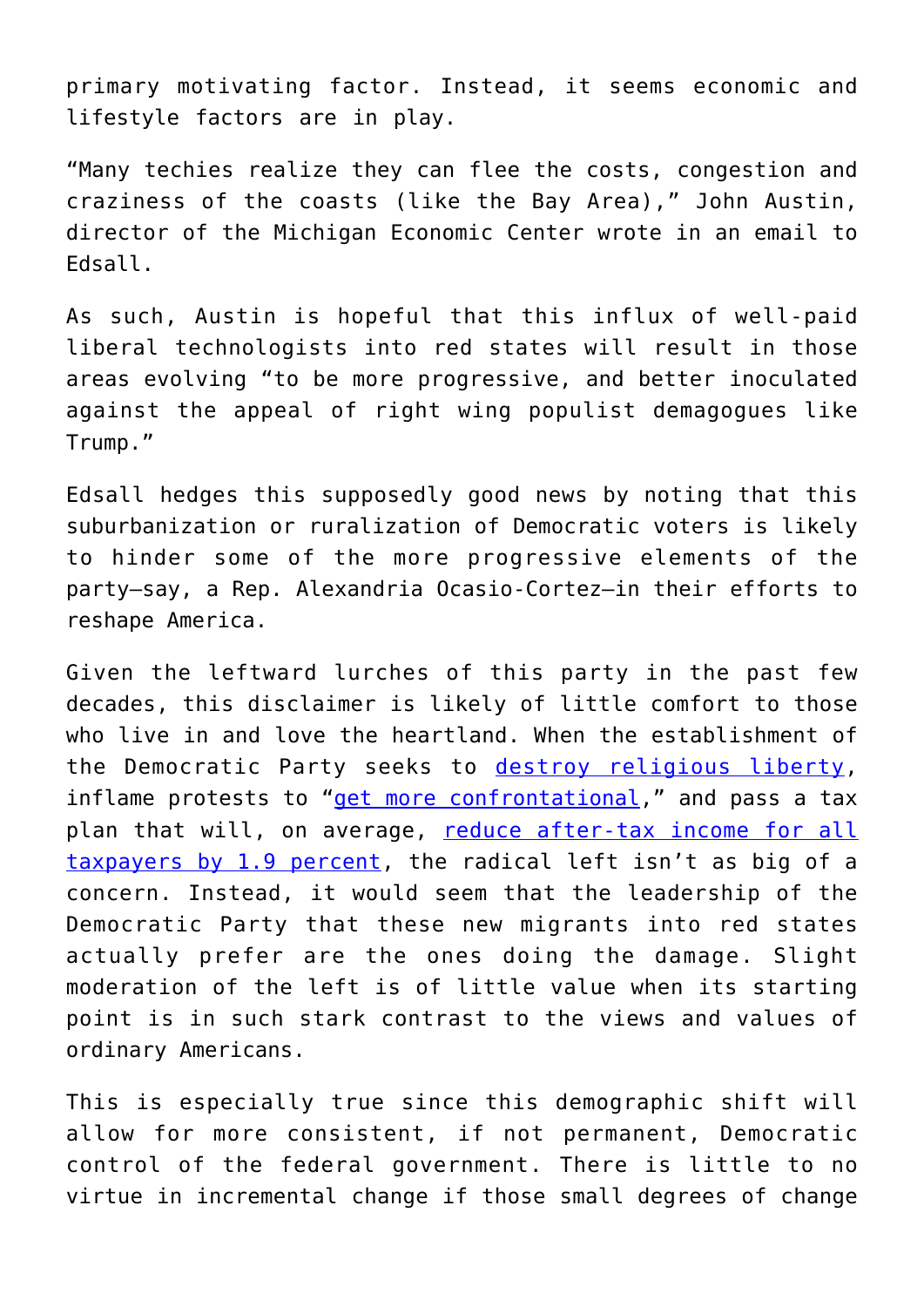primary motivating factor. Instead, it seems economic and lifestyle factors are in play.

"Many techies realize they can flee the costs, congestion and craziness of the coasts (like the Bay Area)," John Austin, director of the Michigan Economic Center wrote in an email to Edsall.

As such, Austin is hopeful that this influx of well-paid liberal technologists into red states will result in those areas evolving "to be more progressive, and better inoculated against the appeal of right wing populist demagogues like Trump."

Edsall hedges this supposedly good news by noting that this suburbanization or ruralization of Democratic voters is likely to hinder some of the more progressive elements of the party—say, a Rep. Alexandria Ocasio-Cortez—in their efforts to reshape America.

Given the leftward lurches of this party in the past few decades, this disclaimer is likely of little comfort to those who live in and love the heartland. When the establishment of the Democratic Party seeks to destroy religious liberty, inflame protests to "get more confrontational," and pass a tax plan that will, on average, reduce after-tax income for all taxpayers by 1.9 percent, the radical left isn't as big of a concern. Instead, it would seem that the leadership of the Democratic Party that these new migrants into red states actually prefer are the ones doing the damage. Slight moderation of the left is of little value when its starting point is in such stark contrast to the views and values of ordinary Americans.

This is especially true since this demographic shift will allow for more consistent, if not permanent, Democratic control of the federal government. There is little to no virtue in incremental change if those small degrees of change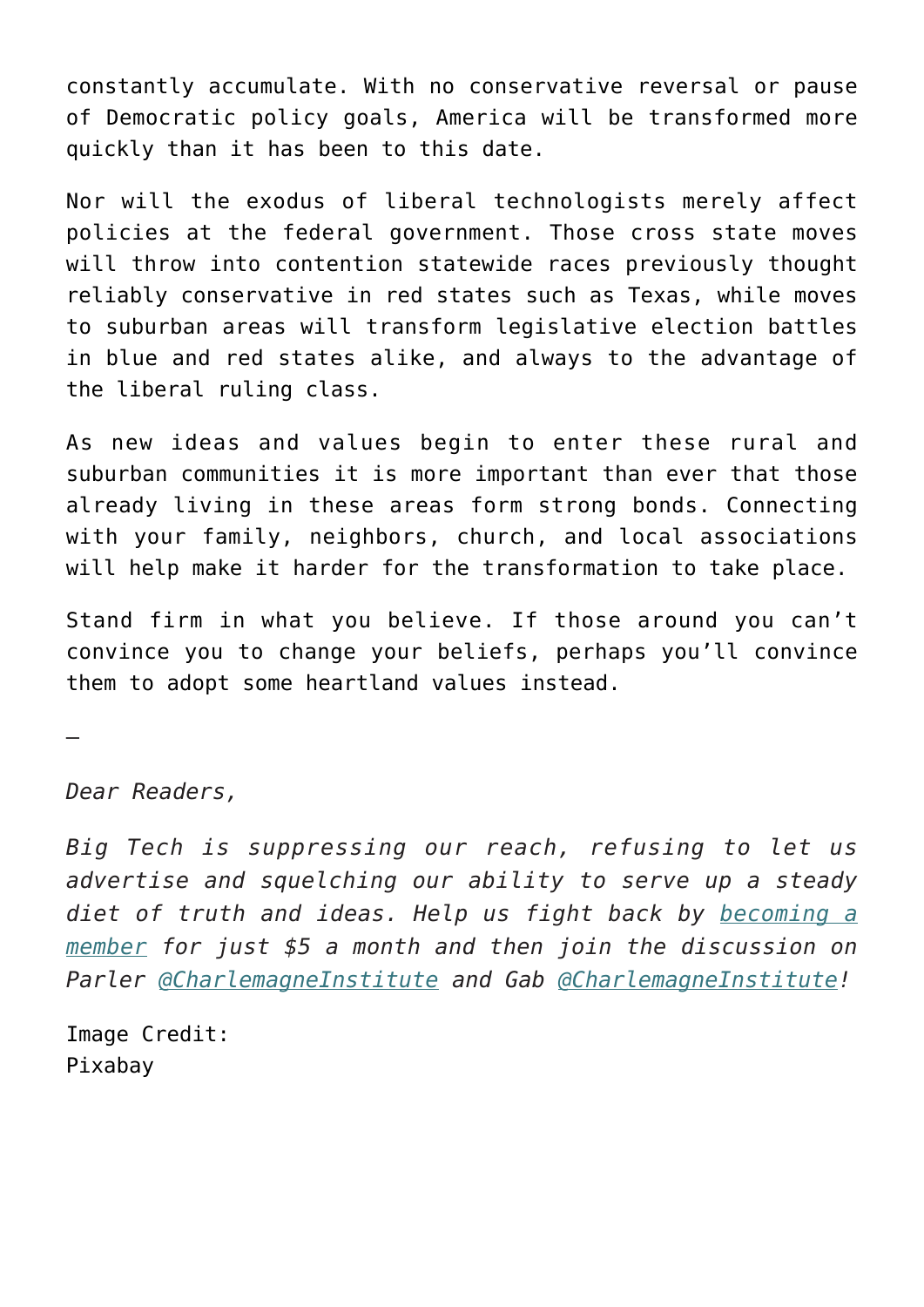constantly accumulate. With no conservative reversal or pause of Democratic policy goals, America will be transformed more quickly than it has been to this date.

Nor will the exodus of liberal technologists merely affect policies at the federal government. Those cross state moves will throw into contention statewide races previously thought reliably conservative in red states such as Texas, while moves to suburban areas will transform legislative election battles in blue and red states alike, and always to the advantage of the liberal ruling class.

As new ideas and values begin to enter these rural and suburban communities it is more important than ever that those already living in these areas form strong bonds. Connecting with your family, neighbors, church, and local associations will help make it harder for the transformation to take place.

Stand firm in what you believe. If those around you can't convince you to change your beliefs, perhaps you'll convince them to adopt some heartland values instead.

—

*Dear Readers,*

*Big Tech is suppressing our reach, refusing to let us advertise and squelching our ability to serve up a steady diet of truth and ideas. Help us fight back by becoming a member for just $5 a month and then join the discussion on Parler @CharlemagneInstitute and Gab @CharlemagneInstitute!*

Image Credit:
Pixabay